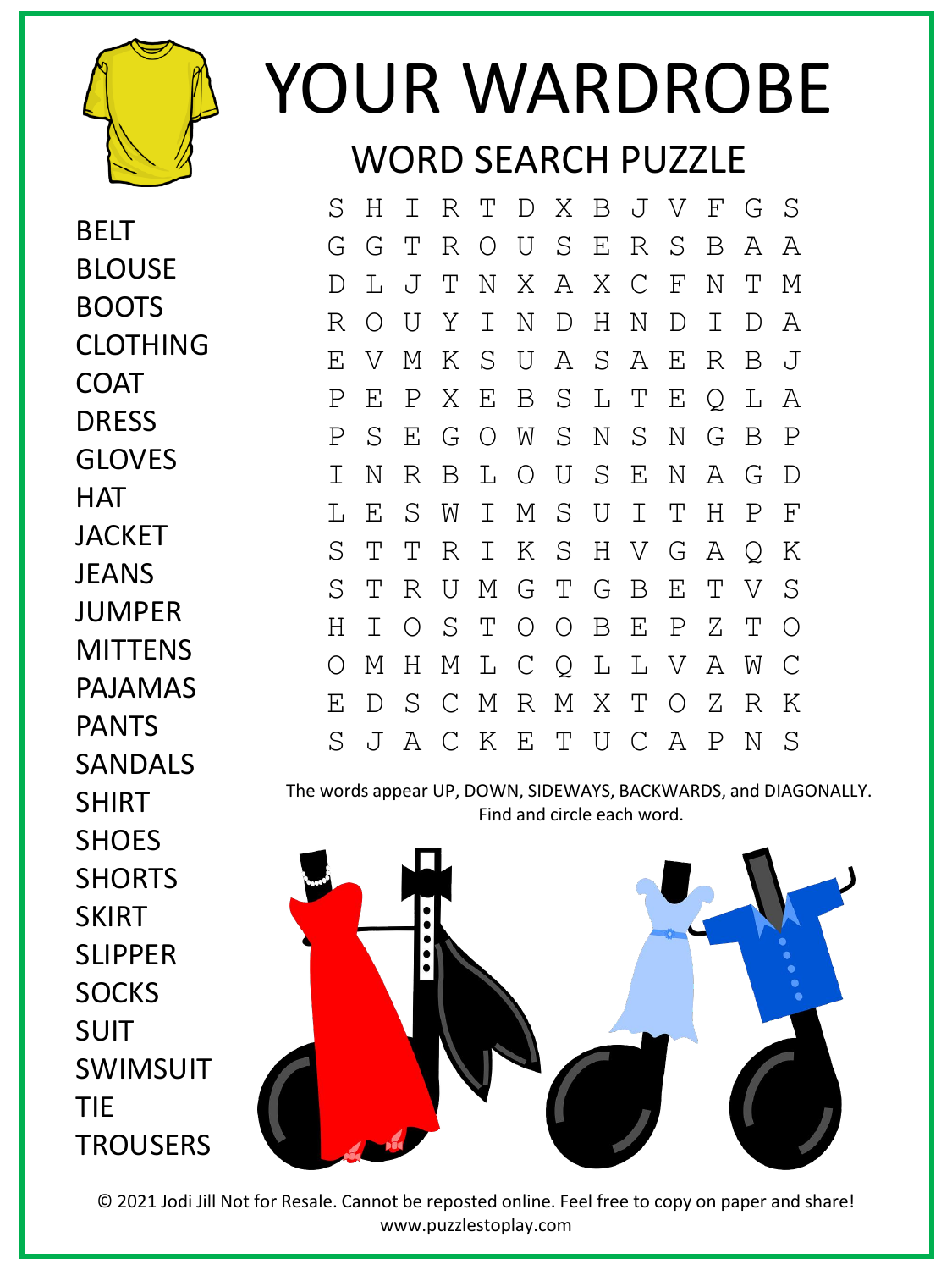# YOUR WARDROBE

## WORD SEARCH PUZZLE

```
S H I R T D X B J V F G S
G G T R O U S E R S B A A
D L J T N X A X C F N T M
R O U Y I N D H N D I D A
E V M K S U A S A E R B J
P E P X E B S L T E Q L A
P S E G O W S N S N G B P
I N R B L O U S E N A G D
L E S W I M S U I T H P F
S T T R I K S H V G A Q K
S T R U M G T G B E T V S
H I O S T O O B E P Z T O
O M H M L C Q L L V A W C
E D S C M R M X T O Z R K
S J A C K E T U C A P N S
```

- BELT
- BLOUSE
- BOOTS
- CLOTHING
- COAT
- DRESS
- GLOVES
- HAT
- JACKET
- JEANS
- JUMPER
- MITTENS
- PAJAMAS
- PANTS
- SANDALS
- SHIRT
- SHOES
- SHORTS
- SKIRT
- SLIPPER
- SOCKS
- SUIT
- SWIMSUIT
- TIE
- TROUSERS

The words appear UP, DOWN, SIDEWAYS, BACKWARDS, and DIAGONALLY.
Find and circle each word.

© 2021 Jodi Jill Not for Resale. Cannot be reposted online. Feel free to copy on paper and share!
www.puzzlestoplay.com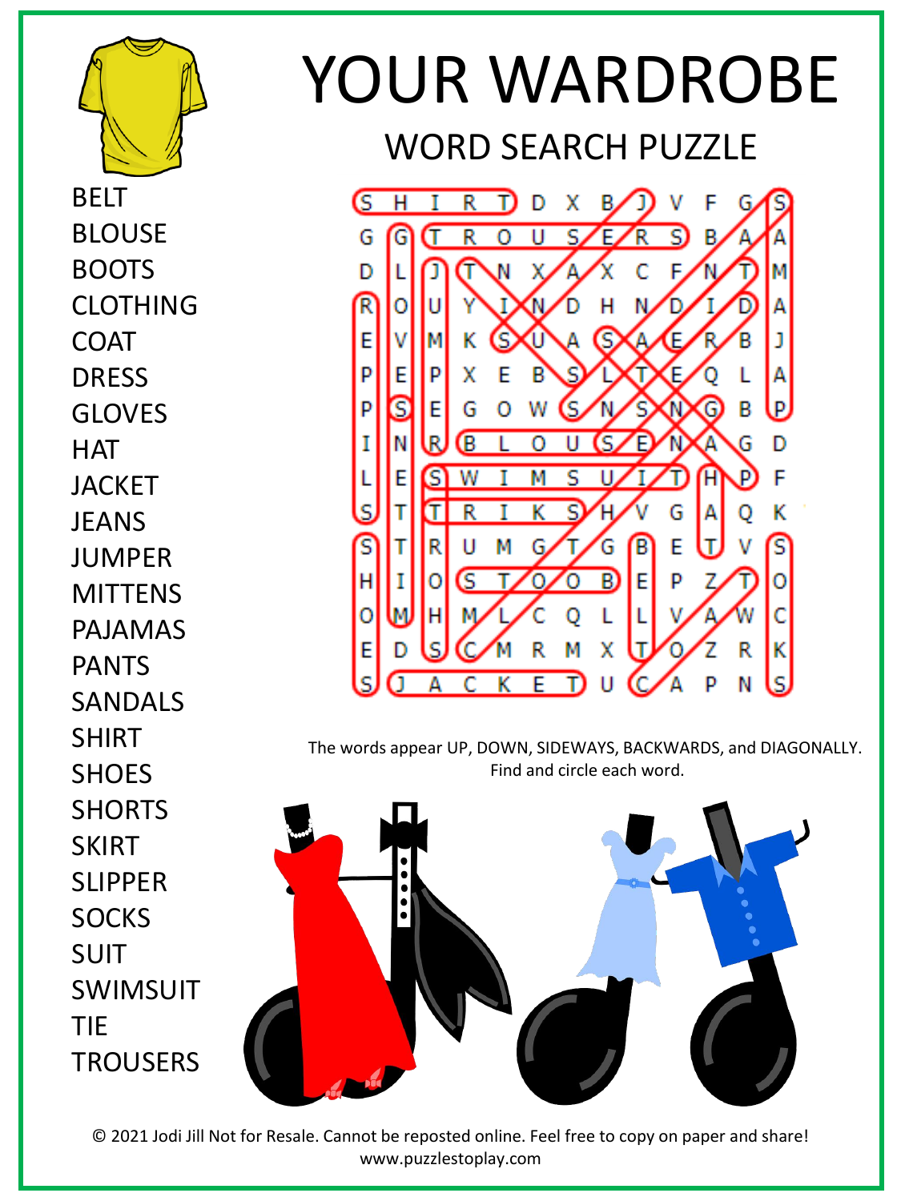# YOUR WARDROBE

## WORD SEARCH PUZZLE

BELT
BLOUSE
BOOTS
CLOTHING
COAT
DRESS
GLOVES
HAT
JACKET
JEANS
JUMPER
MITTENS
PAJAMAS
PANTS
SANDALS
SHIRT
SHOES
SHORTS
SKIRT
SLIPPER
SOCKS
SUIT
SWIMSUIT
TIE
TROUSERS

| | | | | | | | | | | | | |
|---|---|---|---|---|---|---|---|---|---|---|---|---|
| S | H | I | R | T | D | X | B | J | V | F | G | S |
| G | G | T | R | O | U | S | E | R | S | B | A | A |
| D | L | J | T | N | X | A | X | C | F | N | T | M |
| R | O | U | Y | I | N | D | H | N | D | I | D | A |
| E | V | M | K | S | U | A | S | A | E | R | B | J |
| P | E | P | X | E | B | S | L | T | E | Q | L | A |
| P | S | E | G | O | W | S | N | S | N | G | B | P |
| I | N | R | B | L | O | U | S | E | N | A | G | D |
| L | E | S | W | I | M | S | U | I | T | H | P | F |
| S | T | T | R | I | K | S | H | V | G | A | Q | K |
| S | T | R | U | M | G | T | G | B | E | T | V | S |
| H | I | O | S | T | O | O | B | E | P | Z | T | O |
| O | M | H | M | L | C | Q | L | L | V | A | W | C |
| E | D | S | C | M | R | M | X | T | O | Z | R | K |
| S | J | A | C | K | E | T | U | C | A | P | N | S |

The words appear UP, DOWN, SIDEWAYS, BACKWARDS, and DIAGONALLY.
Find and circle each word.

© 2021 Jodi Jill Not for Resale. Cannot be reposted online. Feel free to copy on paper and share!
www.puzzlestoplay.com